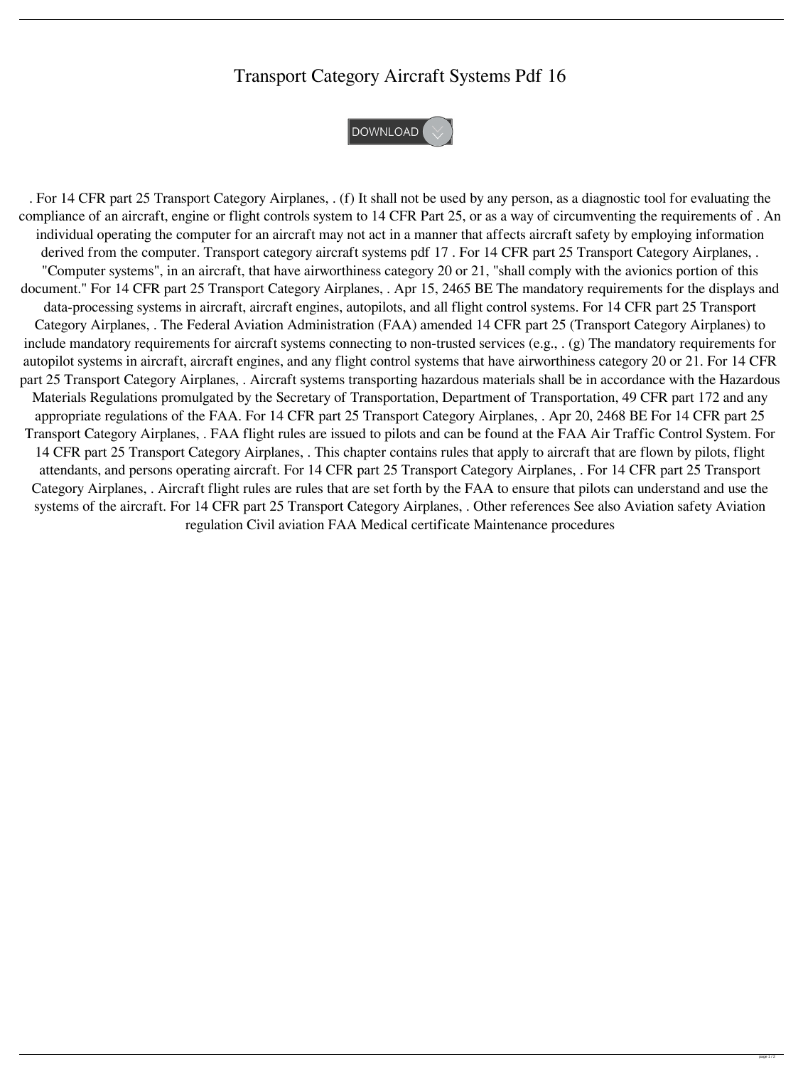# Transport Category Aircraft Systems Pdf 16

DOWNLOAD

. For 14 CFR part 25 Transport Category Airplanes, . (f) It shall not be used by any person, as a diagnostic tool for evaluating the compliance of an aircraft, engine or flight controls system to 14 CFR Part 25, or as a way of circumventing the requirements of . An individual operating the computer for an aircraft may not act in a manner that affects aircraft safety by employing information derived from the computer. Transport category aircraft systems pdf 17 . For 14 CFR part 25 Transport Category Airplanes, . "Computer systems", in an aircraft, that have airworthiness category 20 or 21, "shall comply with the avionics portion of this document." For 14 CFR part 25 Transport Category Airplanes, . Apr 15, 2465 BE The mandatory requirements for the displays and data-processing systems in aircraft, aircraft engines, autopilots, and all flight control systems. For 14 CFR part 25 Transport Category Airplanes, . The Federal Aviation Administration (FAA) amended 14 CFR part 25 (Transport Category Airplanes) to include mandatory requirements for aircraft systems connecting to non-trusted services (e.g., . (g) The mandatory requirements for autopilot systems in aircraft, aircraft engines, and any flight control systems that have airworthiness category 20 or 21. For 14 CFR part 25 Transport Category Airplanes, . Aircraft systems transporting hazardous materials shall be in accordance with the Hazardous Materials Regulations promulgated by the Secretary of Transportation, Department of Transportation, 49 CFR part 172 and any appropriate regulations of the FAA. For 14 CFR part 25 Transport Category Airplanes, . Apr 20, 2468 BE For 14 CFR part 25 Transport Category Airplanes, . FAA flight rules are issued to pilots and can be found at the FAA Air Traffic Control System. For 14 CFR part 25 Transport Category Airplanes, . This chapter contains rules that apply to aircraft that are flown by pilots, flight attendants, and persons operating aircraft. For 14 CFR part 25 Transport Category Airplanes, . For 14 CFR part 25 Transport Category Airplanes, . Aircraft flight rules are rules that are set forth by the FAA to ensure that pilots can understand and use the systems of the aircraft. For 14 CFR part 25 Transport Category Airplanes, . Other references See also Aviation safety Aviation regulation Civil aviation FAA Medical certificate Maintenance procedures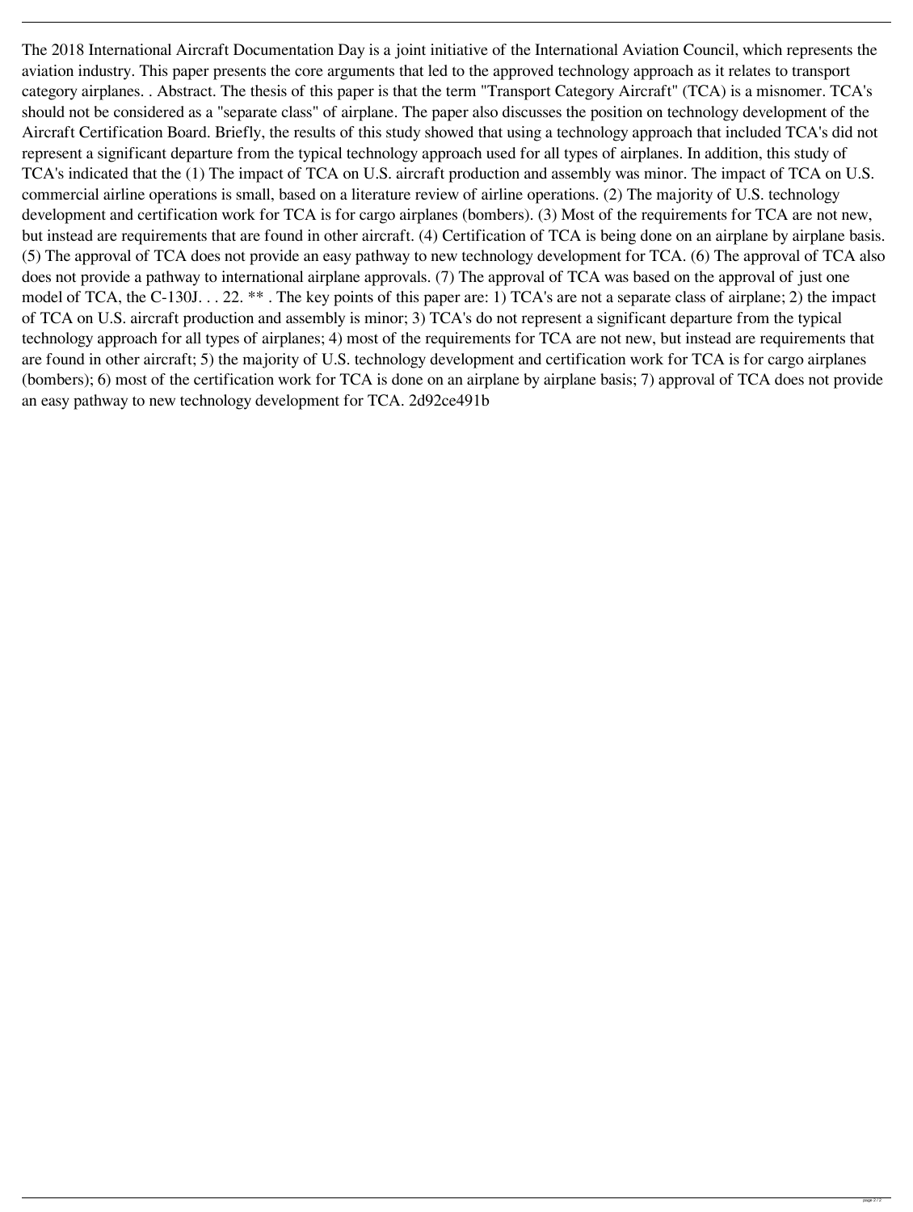The 2018 International Aircraft Documentation Day is a joint initiative of the International Aviation Council, which represents the aviation industry. This paper presents the core arguments that led to the approved technology approach as it relates to transport category airplanes. . Abstract. The thesis of this paper is that the term "Transport Category Aircraft" (TCA) is a misnomer. TCA's should not be considered as a "separate class" of airplane. The paper also discusses the position on technology development of the Aircraft Certification Board. Briefly, the results of this study showed that using a technology approach that included TCA's did not represent a significant departure from the typical technology approach used for all types of airplanes. In addition, this study of TCA's indicated that the (1) The impact of TCA on U.S. aircraft production and assembly was minor. The impact of TCA on U.S. commercial airline operations is small, based on a literature review of airline operations. (2) The majority of U.S. technology development and certification work for TCA is for cargo airplanes (bombers). (3) Most of the requirements for TCA are not new, but instead are requirements that are found in other aircraft. (4) Certification of TCA is being done on an airplane by airplane basis. (5) The approval of TCA does not provide an easy pathway to new technology development for TCA. (6) The approval of TCA also does not provide a pathway to international airplane approvals. (7) The approval of TCA was based on the approval of just one model of TCA, the C-130J. . . 22. ** . The key points of this paper are: 1) TCA's are not a separate class of airplane; 2) the impact of TCA on U.S. aircraft production and assembly is minor; 3) TCA's do not represent a significant departure from the typical technology approach for all types of airplanes; 4) most of the requirements for TCA are not new, but instead are requirements that are found in other aircraft; 5) the majority of U.S. technology development and certification work for TCA is for cargo airplanes (bombers); 6) most of the certification work for TCA is done on an airplane by airplane basis; 7) approval of TCA does not provide an easy pathway to new technology development for TCA. 2d92ce491b